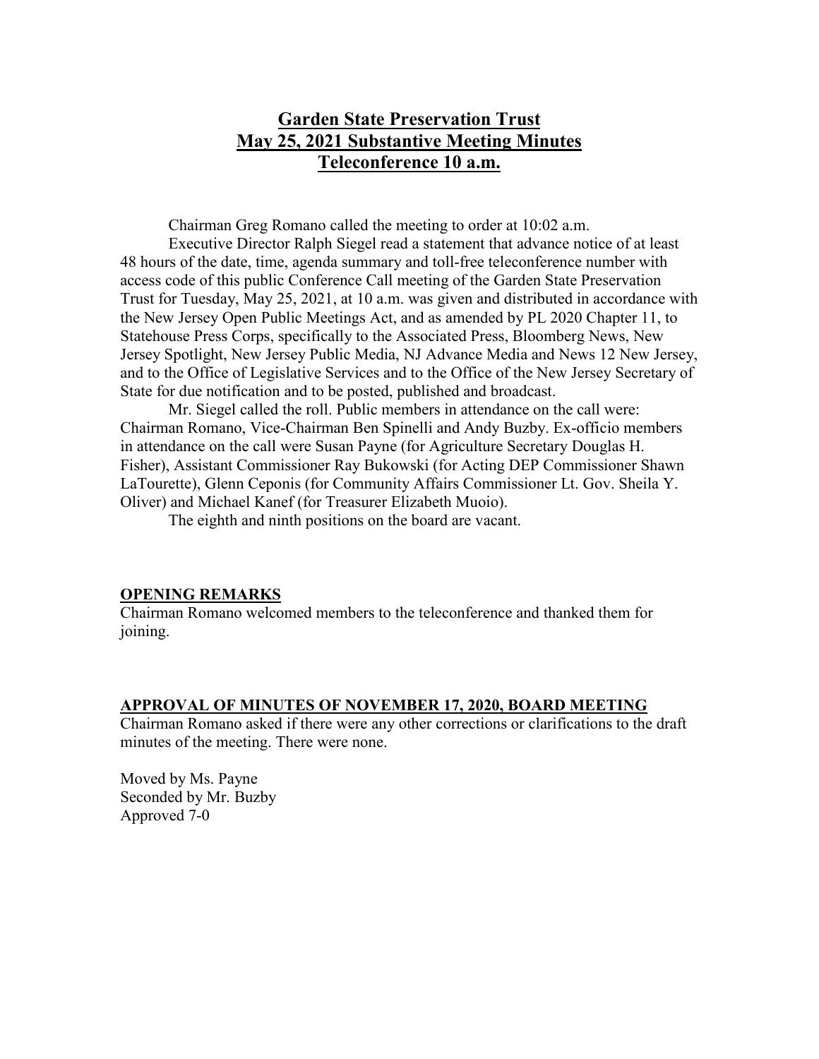# Garden State Preservation Trust
## May 25, 2021 Substantive Meeting Minutes
## Teleconference 10 a.m.

Chairman Greg Romano called the meeting to order at 10:02 a.m.

Executive Director Ralph Siegel read a statement that advance notice of at least 48 hours of the date, time, agenda summary and toll-free teleconference number with access code of this public Conference Call meeting of the Garden State Preservation Trust for Tuesday, May 25, 2021, at 10 a.m. was given and distributed in accordance with the New Jersey Open Public Meetings Act, and as amended by PL 2020 Chapter 11, to Statehouse Press Corps, specifically to the Associated Press, Bloomberg News, New Jersey Spotlight, New Jersey Public Media, NJ Advance Media and News 12 New Jersey, and to the Office of Legislative Services and to the Office of the New Jersey Secretary of State for due notification and to be posted, published and broadcast.

Mr. Siegel called the roll. Public members in attendance on the call were: Chairman Romano, Vice-Chairman Ben Spinelli and Andy Buzby. Ex-officio members in attendance on the call were Susan Payne (for Agriculture Secretary Douglas H. Fisher), Assistant Commissioner Ray Bukowski (for Acting DEP Commissioner Shawn LaTourette), Glenn Ceponis (for Community Affairs Commissioner Lt. Gov. Sheila Y. Oliver) and Michael Kanef (for Treasurer Elizabeth Muoio).

The eighth and ninth positions on the board are vacant.

**OPENING REMARKS**

Chairman Romano welcomed members to the teleconference and thanked them for joining.

**APPROVAL OF MINUTES OF NOVEMBER 17, 2020, BOARD MEETING**

Chairman Romano asked if there were any other corrections or clarifications to the draft minutes of the meeting. There were none.

Moved by Ms. Payne
Seconded by Mr. Buzby
Approved 7-0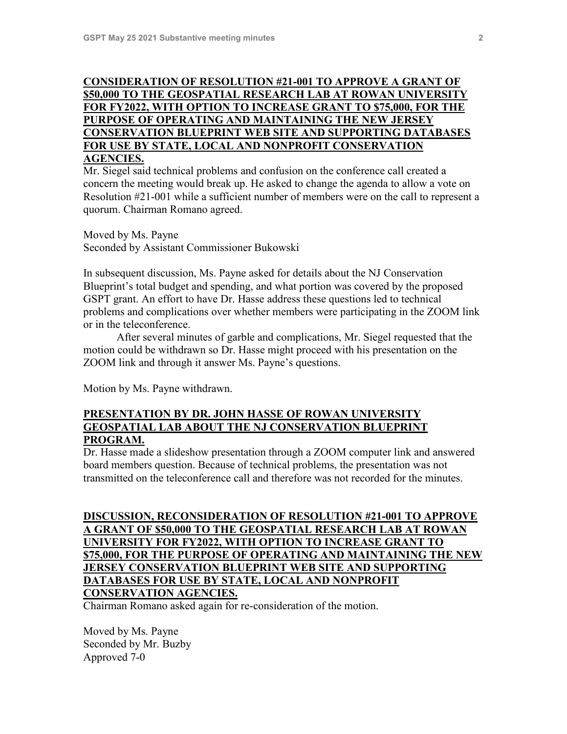**CONSIDERATION OF RESOLUTION #21-001 TO APPROVE A GRANT OF $50,000 TO THE GEOSPATIAL RESEARCH LAB AT ROWAN UNIVERSITY FOR FY2022, WITH OPTION TO INCREASE GRANT TO $75,000, FOR THE PURPOSE OF OPERATING AND MAINTAINING THE NEW JERSEY CONSERVATION BLUEPRINT WEB SITE AND SUPPORTING DATABASES FOR USE BY STATE, LOCAL AND NONPROFIT CONSERVATION AGENCIES.**

Mr. Siegel said technical problems and confusion on the conference call created a concern the meeting would break up. He asked to change the agenda to allow a vote on Resolution #21-001 while a sufficient number of members were on the call to represent a quorum. Chairman Romano agreed.

Moved by Ms. Payne
Seconded by Assistant Commissioner Bukowski

In subsequent discussion, Ms. Payne asked for details about the NJ Conservation Blueprint's total budget and spending, and what portion was covered by the proposed GSPT grant. An effort to have Dr. Hasse address these questions led to technical problems and complications over whether members were participating in the ZOOM link or in the teleconference.

After several minutes of garble and complications, Mr. Siegel requested that the motion could be withdrawn so Dr. Hasse might proceed with his presentation on the ZOOM link and through it answer Ms. Payne's questions.

Motion by Ms. Payne withdrawn.

**PRESENTATION BY DR. JOHN HASSE OF ROWAN UNIVERSITY GEOSPATIAL LAB ABOUT THE NJ CONSERVATION BLUEPRINT PROGRAM.**

Dr. Hasse made a slideshow presentation through a ZOOM computer link and answered board members question. Because of technical problems, the presentation was not transmitted on the teleconference call and therefore was not recorded for the minutes.

**DISCUSSION, RECONSIDERATION OF RESOLUTION #21-001 TO APPROVE A GRANT OF $50,000 TO THE GEOSPATIAL RESEARCH LAB AT ROWAN UNIVERSITY FOR FY2022, WITH OPTION TO INCREASE GRANT TO $75,000, FOR THE PURPOSE OF OPERATING AND MAINTAINING THE NEW JERSEY CONSERVATION BLUEPRINT WEB SITE AND SUPPORTING DATABASES FOR USE BY STATE, LOCAL AND NONPROFIT CONSERVATION AGENCIES.**

Chairman Romano asked again for re-consideration of the motion.

Moved by Ms. Payne
Seconded by Mr. Buzby
Approved 7-0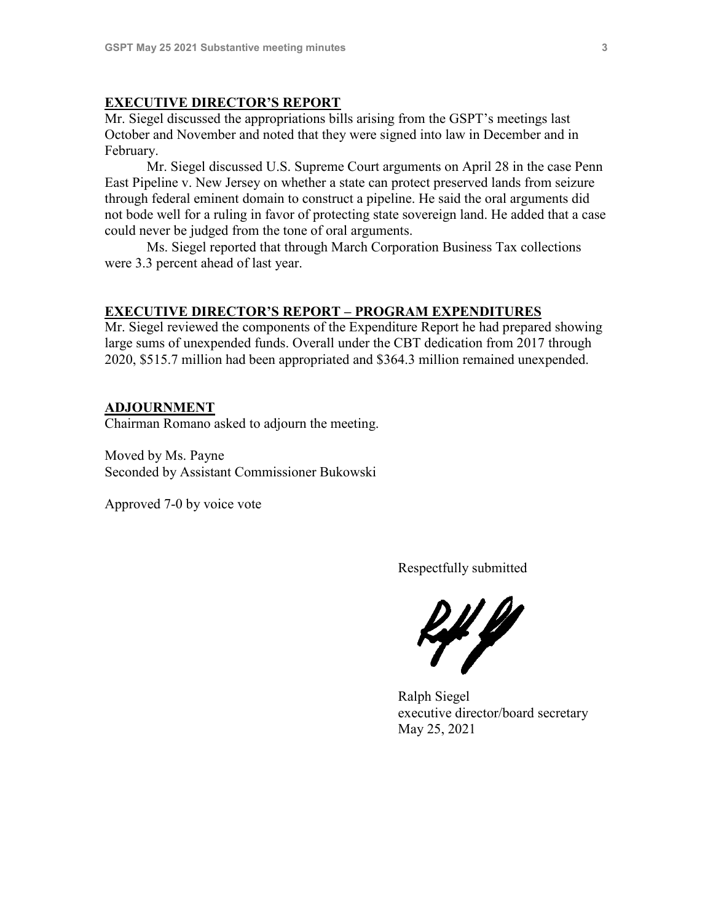## EXECUTIVE DIRECTOR'S REPORT

Mr. Siegel discussed the appropriations bills arising from the GSPT's meetings last October and November and noted that they were signed into law in December and in February.

Mr. Siegel discussed U.S. Supreme Court arguments on April 28 in the case Penn East Pipeline v. New Jersey on whether a state can protect preserved lands from seizure through federal eminent domain to construct a pipeline. He said the oral arguments did not bode well for a ruling in favor of protecting state sovereign land. He added that a case could never be judged from the tone of oral arguments.

Ms. Siegel reported that through March Corporation Business Tax collections were 3.3 percent ahead of last year.

## EXECUTIVE DIRECTOR'S REPORT – PROGRAM EXPENDITURES

Mr. Siegel reviewed the components of the Expenditure Report he had prepared showing large sums of unexpended funds. Overall under the CBT dedication from 2017 through 2020, $515.7 million had been appropriated and $364.3 million remained unexpended.

## ADJOURNMENT

Chairman Romano asked to adjourn the meeting.

Moved by Ms. Payne
Seconded by Assistant Commissioner Bukowski

Approved 7-0 by voice vote

Respectfully submitted

Ralph Siegel
executive director/board secretary
May 25, 2021